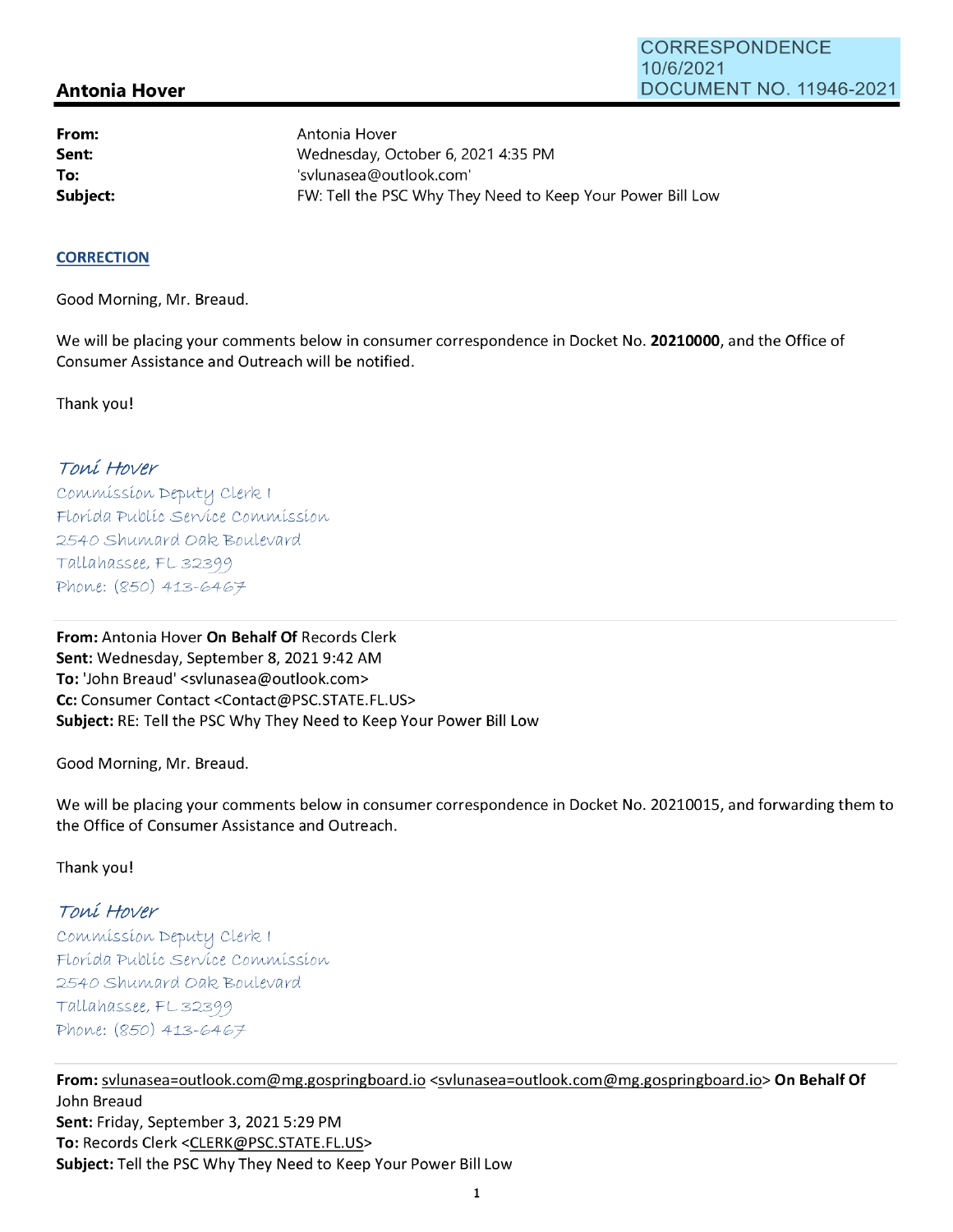CORRESPONDENCE
10/6/2021
DOCUMENT NO. 11946-2021

**Antonia Hover**

| | |
|---|---|
| **From:** | Antonia Hover |
| **Sent:** | Wednesday, October 6, 2021 4:35 PM |
| **To:** | 'svlunasea@outlook.com' |
| **Subject:** | FW: Tell the PSC Why They Need to Keep Your Power Bill Low |

**CORRECTION**

Good Morning, Mr. Breaud.

We will be placing your comments below in consumer correspondence in Docket No. **20210000**, and the Office of Consumer Assistance and Outreach will be notified.

Thank you!

*Toni Hover*
Commission Deputy Clerk I
Florida Public Service Commission
2540 Shumard Oak Boulevard
Tallahassee, FL 32399
Phone: (850) 413-6467

---

**From:** Antonia Hover **On Behalf Of** Records Clerk
**Sent:** Wednesday, September 8, 2021 9:42 AM
**To:** 'John Breaud' <svlunasea@outlook.com>
**Cc:** Consumer Contact <Contact@PSC.STATE.FL.US>
**Subject:** RE: Tell the PSC Why They Need to Keep Your Power Bill Low

Good Morning, Mr. Breaud.

We will be placing your comments below in consumer correspondence in Docket No. 20210015, and forwarding them to the Office of Consumer Assistance and Outreach.

Thank you!

*Toni Hover*
Commission Deputy Clerk I
Florida Public Service Commission
2540 Shumard Oak Boulevard
Tallahassee, FL 32399
Phone: (850) 413-6467

---

**From:** svlunasea=outlook.com@mg.gospringboard.io <svlunasea=outlook.com@mg.gospringboard.io> **On Behalf Of** John Breaud
**Sent:** Friday, September 3, 2021 5:29 PM
**To:** Records Clerk <CLERK@PSC.STATE.FL.US>
**Subject:** Tell the PSC Why They Need to Keep Your Power Bill Low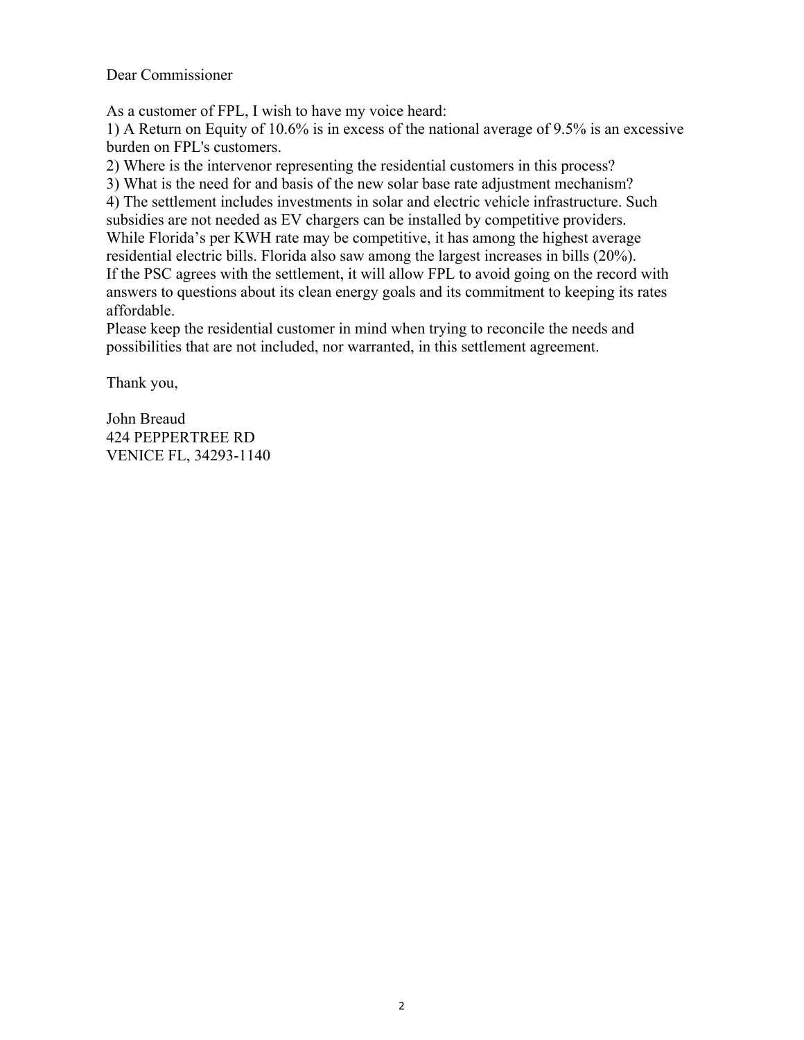Dear Commissioner

As a customer of FPL, I wish to have my voice heard:

1) A Return on Equity of 10.6% is in excess of the national average of 9.5% is an excessive burden on FPL's customers.
2) Where is the intervenor representing the residential customers in this process?
3) What is the need for and basis of the new solar base rate adjustment mechanism?
4) The settlement includes investments in solar and electric vehicle infrastructure. Such subsidies are not needed as EV chargers can be installed by competitive providers.

While Florida's per KWH rate may be competitive, it has among the highest average residential electric bills. Florida also saw among the largest increases in bills (20%).

If the PSC agrees with the settlement, it will allow FPL to avoid going on the record with answers to questions about its clean energy goals and its commitment to keeping its rates affordable.

Please keep the residential customer in mind when trying to reconcile the needs and possibilities that are not included, nor warranted, in this settlement agreement.

Thank you,

John Breaud
424 PEPPERTREE RD
VENICE FL, 34293-1140